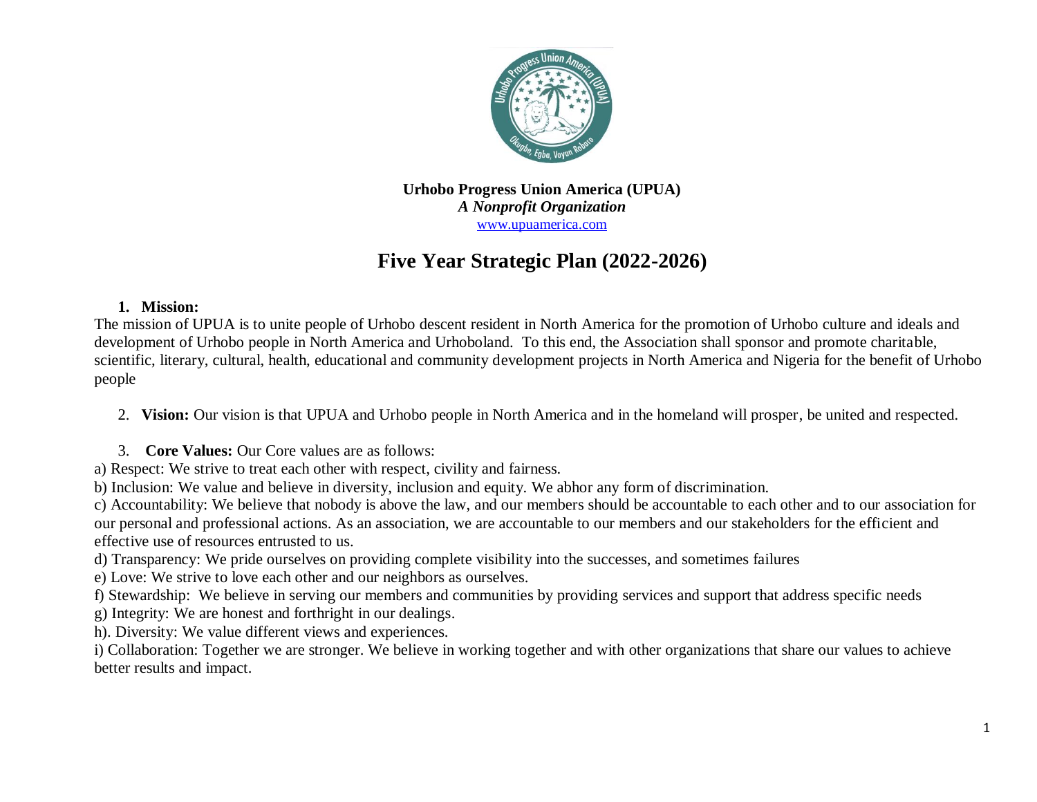**Urhobo Progress Union America (UPUA)**
***A Nonprofit Organization***
www.upuamerica.com

# Five Year Strategic Plan (2022-2026)

1. **Mission:**

The mission of UPUA is to unite people of Urhobo descent resident in North America for the promotion of Urhobo culture and ideals and development of Urhobo people in North America and Urhoboland. To this end, the Association shall sponsor and promote charitable, scientific, literary, cultural, health, educational and community development projects in North America and Nigeria for the benefit of Urhobo people

2. **Vision:** Our vision is that UPUA and Urhobo people in North America and in the homeland will prosper, be united and respected.

3. **Core Values:** Our Core values are as follows:

a) Respect: We strive to treat each other with respect, civility and fairness.
b) Inclusion: We value and believe in diversity, inclusion and equity. We abhor any form of discrimination.
c) Accountability: We believe that nobody is above the law, and our members should be accountable to each other and to our association for our personal and professional actions. As an association, we are accountable to our members and our stakeholders for the efficient and effective use of resources entrusted to us.
d) Transparency: We pride ourselves on providing complete visibility into the successes, and sometimes failures
e) Love: We strive to love each other and our neighbors as ourselves.
f) Stewardship: We believe in serving our members and communities by providing services and support that address specific needs
g) Integrity: We are honest and forthright in our dealings.
h). Diversity: We value different views and experiences.
i) Collaboration: Together we are stronger. We believe in working together and with other organizations that share our values to achieve better results and impact.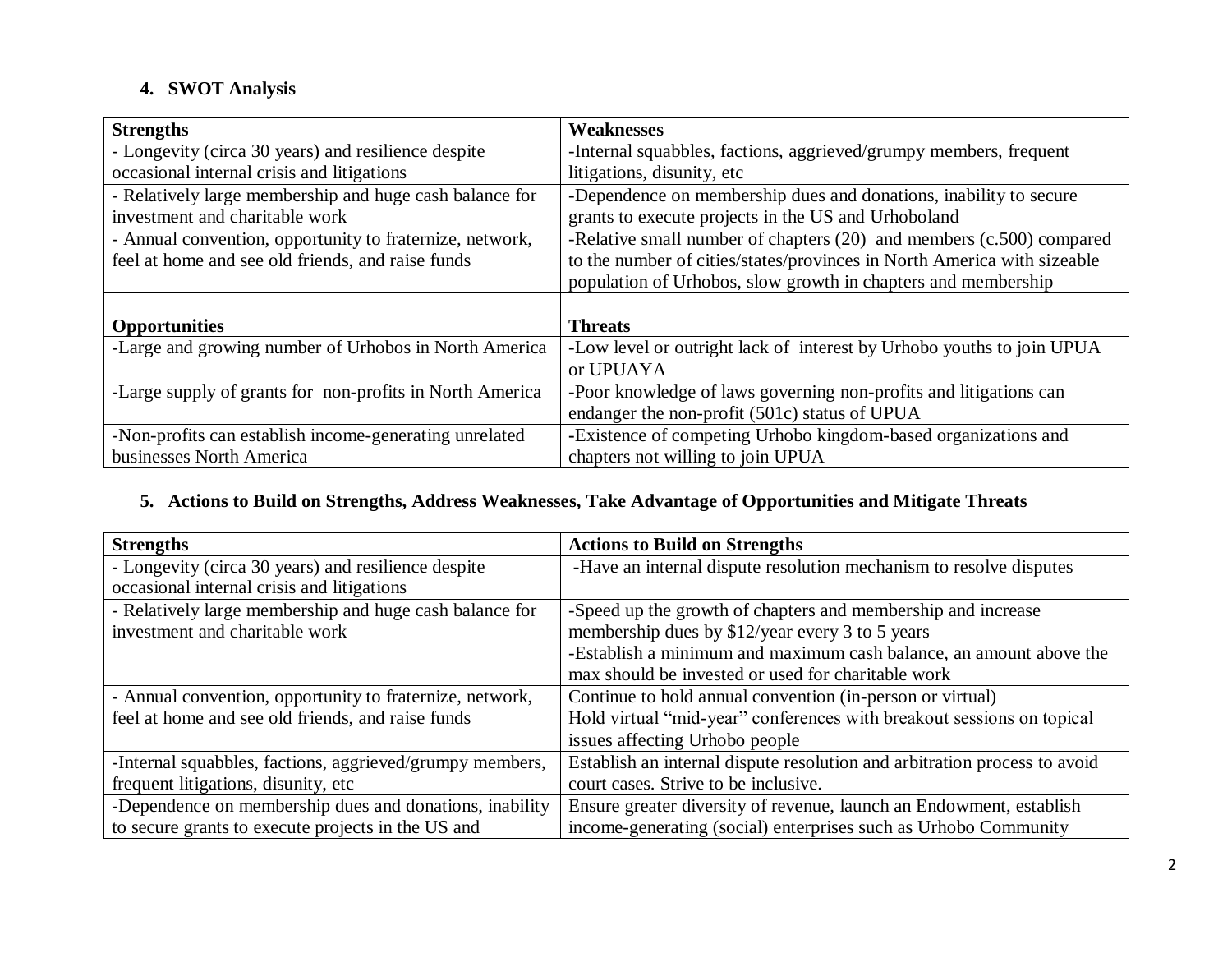## 4. SWOT Analysis

| Strengths | Weaknesses |
|---|---|
| - Longevity (circa 30 years) and resilience despite occasional internal crisis and litigations | -Internal squabbles, factions, aggrieved/grumpy members, frequent litigations, disunity, etc |
| - Relatively large membership and huge cash balance for investment and charitable work | -Dependence on membership dues and donations, inability to secure grants to execute projects in the US and Urhoboland |
| - Annual convention, opportunity to fraternize, network, feel at home and see old friends, and raise funds | -Relative small number of chapters (20) and members (c.500) compared to the number of cities/states/provinces in North America with sizeable population of Urhobos, slow growth in chapters and membership |
| **Opportunities** | **Threats** |
| -Large and growing number of Urhobos in North America | -Low level or outright lack of interest by Urhobo youths to join UPUA or UPUAYA |
| -Large supply of grants for non-profits in North America | -Poor knowledge of laws governing non-profits and litigations can endanger the non-profit (501c) status of UPUA |
| -Non-profits can establish income-generating unrelated businesses North America | -Existence of competing Urhobo kingdom-based organizations and chapters not willing to join UPUA |

## 5. Actions to Build on Strengths, Address Weaknesses, Take Advantage of Opportunities and Mitigate Threats

| Strengths | Actions to Build on Strengths |
|---|---|
| - Longevity (circa 30 years) and resilience despite occasional internal crisis and litigations | -Have an internal dispute resolution mechanism to resolve disputes |
| - Relatively large membership and huge cash balance for investment and charitable work | -Speed up the growth of chapters and membership and increase membership dues by $12/year every 3 to 5 years<br>-Establish a minimum and maximum cash balance, an amount above the max should be invested or used for charitable work |
| - Annual convention, opportunity to fraternize, network, feel at home and see old friends, and raise funds | Continue to hold annual convention (in-person or virtual)<br>Hold virtual "mid-year" conferences with breakout sessions on topical issues affecting Urhobo people |
| -Internal squabbles, factions, aggrieved/grumpy members, frequent litigations, disunity, etc | Establish an internal dispute resolution and arbitration process to avoid court cases. Strive to be inclusive. |
| -Dependence on membership dues and donations, inability to secure grants to execute projects in the US and | Ensure greater diversity of revenue, launch an Endowment, establish income-generating (social) enterprises such as Urhobo Community |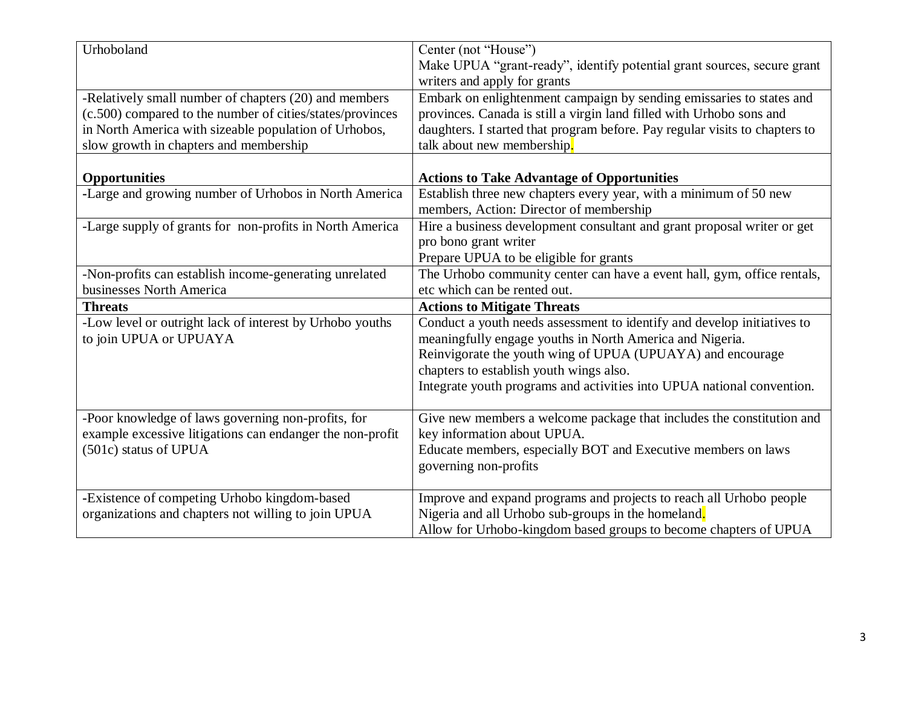| | |
|---|---|
| Urhoboland | Center (not "House")<br>Make UPUA "grant-ready", identify potential grant sources, secure grant writers and apply for grants |
| -Relatively small number of chapters (20) and members (c.500) compared to the number of cities/states/provinces in North America with sizeable population of Urhobos, slow growth in chapters and membership | Embark on enlightenment campaign by sending emissaries to states and provinces. Canada is still a virgin land filled with Urhobo sons and daughters. I started that program before. Pay regular visits to chapters to talk about new membership. |
| **Opportunities** | **Actions to Take Advantage of Opportunities** |
| -Large and growing number of Urhobos in North America | Establish three new chapters every year, with a minimum of 50 new members, Action: Director of membership |
| -Large supply of grants for non-profits in North America | Hire a business development consultant and grant proposal writer or get pro bono grant writer<br>Prepare UPUA to be eligible for grants |
| -Non-profits can establish income-generating unrelated businesses North America | The Urhobo community center can have a event hall, gym, office rentals, etc which can be rented out. |
| **Threats** | **Actions to Mitigate Threats** |
| -Low level or outright lack of interest by Urhobo youths to join UPUA or UPUAYA | Conduct a youth needs assessment to identify and develop initiatives to meaningfully engage youths in North America and Nigeria.<br>Reinvigorate the youth wing of UPUA (UPUAYA) and encourage chapters to establish youth wings also.<br>Integrate youth programs and activities into UPUA national convention. |
| -Poor knowledge of laws governing non-profits, for example excessive litigations can endanger the non-profit (501c) status of UPUA | Give new members a welcome package that includes the constitution and key information about UPUA.<br>Educate members, especially BOT and Executive members on laws governing non-profits |
| -Existence of competing Urhobo kingdom-based organizations and chapters not willing to join UPUA | Improve and expand programs and projects to reach all Urhobo people Nigeria and all Urhobo sub-groups in the homeland.<br>Allow for Urhobo-kingdom based groups to become chapters of UPUA |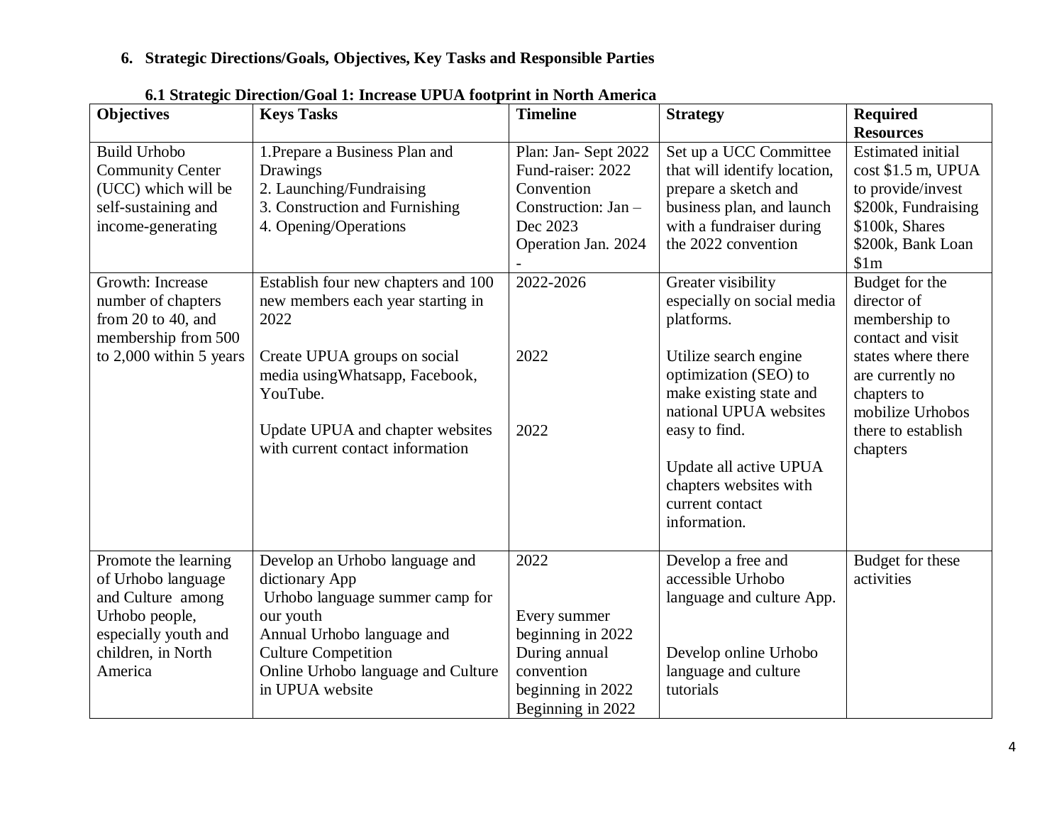## 6. Strategic Directions/Goals, Objectives, Key Tasks and Responsible Parties

### 6.1 Strategic Direction/Goal 1: Increase UPUA footprint in North America

| Objectives | Keys Tasks | Timeline | Strategy | Required Resources |
|---|---|---|---|---|
| Build Urhobo Community Center (UCC) which will be self-sustaining and income-generating | 1.Prepare a Business Plan and Drawings<br>2. Launching/Fundraising<br>3. Construction and Furnishing<br>4. Opening/Operations | Plan: Jan- Sept 2022<br>Fund-raiser: 2022 Convention<br>Construction: Jan – Dec 2023<br>Operation Jan. 2024 - | Set up a UCC Committee that will identify location, prepare a sketch and business plan, and launch with a fundraiser during the 2022 convention | Estimated initial cost \$1.5 m, UPUA to provide/invest \$200k, Fundraising \$100k, Shares \$200k, Bank Loan \$1m |
| Growth: Increase number of chapters from 20 to 40, and membership from 500 to 2,000 within 5 years | Establish four new chapters and 100 new members each year starting in 2022<br><br>Create UPUA groups on social media usingWhatsapp, Facebook, YouTube.<br><br>Update UPUA and chapter websites with current contact information | 2022-2026<br><br>2022<br><br>2022 | Greater visibility especially on social media platforms.<br><br>Utilize search engine optimization (SEO) to make existing state and national UPUA websites easy to find.<br><br>Update all active UPUA chapters websites with current contact information. | Budget for the director of membership to contact and visit states where there are currently no chapters to mobilize Urhobos there to establish chapters |
| Promote the learning of Urhobo language and Culture among Urhobo people, especially youth and children, in North America | Develop an Urhobo language and dictionary App<br>Urhobo language summer camp for our youth<br>Annual Urhobo language and Culture Competition<br>Online Urhobo language and Culture in UPUA website | 2022<br><br>Every summer beginning in 2022<br>During annual convention beginning in 2022<br>Beginning in 2022 | Develop a free and accessible Urhobo language and culture App.<br><br>Develop online Urhobo language and culture tutorials | Budget for these activities |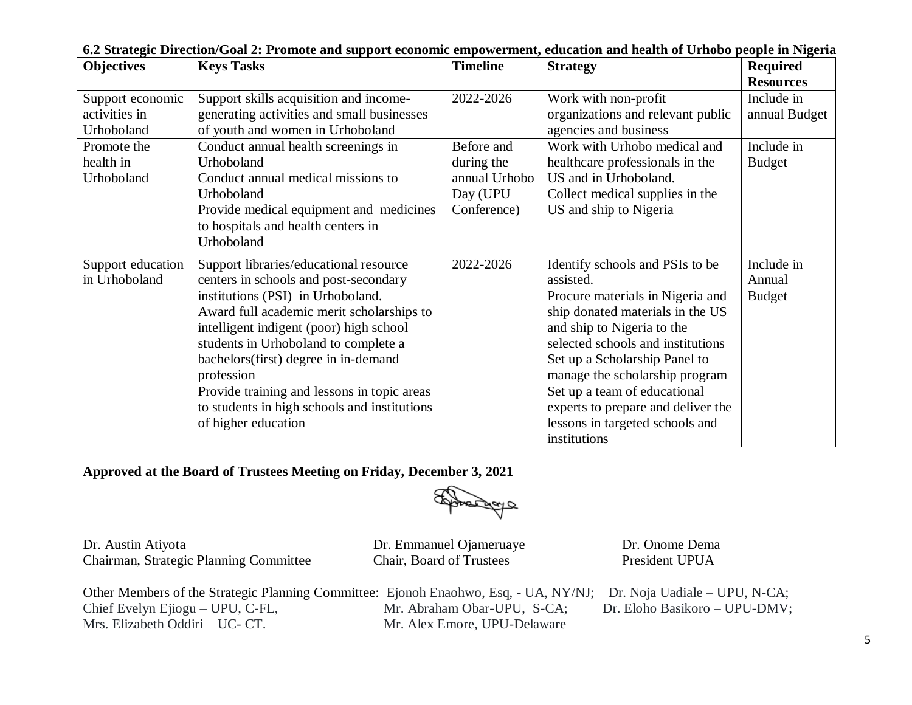**6.2 Strategic Direction/Goal 2: Promote and support economic empowerment, education and health of Urhobo people in Nigeria**

| Objectives | Keys Tasks | Timeline | Strategy | Required Resources |
|---|---|---|---|---|
| Support economic activities in Urhoboland | Support skills acquisition and income-generating activities and small businesses of youth and women in Urhoboland | 2022-2026 | Work with non-profit organizations and relevant public agencies and business | Include in annual Budget |
| Promote the health in Urhoboland | Conduct annual health screenings in Urhoboland<br>Conduct annual medical missions to Urhoboland<br>Provide medical equipment and medicines to hospitals and health centers in Urhoboland | Before and during the annual Urhobo Day (UPU Conference) | Work with Urhobo medical and healthcare professionals in the US and in Urhoboland.<br>Collect medical supplies in the US and ship to Nigeria | Include in Budget |
| Support education in Urhoboland | Support libraries/educational resource centers in schools and post-secondary institutions (PSI) in Urhoboland.<br>Award full academic merit scholarships to intelligent indigent (poor) high school students in Urhoboland to complete a bachelors(first) degree in in-demand profession<br>Provide training and lessons in topic areas to students in high schools and institutions of higher education | 2022-2026 | Identify schools and PSIs to be assisted.<br>Procure materials in Nigeria and ship donated materials in the US and ship to Nigeria to the selected schools and institutions<br>Set up a Scholarship Panel to manage the scholarship program<br>Set up a team of educational experts to prepare and deliver the lessons in targeted schools and institutions | Include in Annual Budget |

**Approved at the Board of Trustees Meeting on Friday, December 3, 2021**

Dr. Austin Atiyota
Chairman, Strategic Planning Committee

Dr. Emmanuel Ojameruaye
Chair, Board of Trustees

Dr. Onome Dema
President UPUA

Other Members of the Strategic Planning Committee: Ejonoh Enaohwo, Esq, - UA, NY/NJ; Dr. Noja Uadiale – UPU, N-CA; Chief Evelyn Ejiogu – UPU, C-FL, Mr. Abraham Obar-UPU, S-CA; Dr. Eloho Basikoro – UPU-DMV; Mrs. Elizabeth Oddiri – UC- CT. Mr. Alex Emore, UPU-Delaware